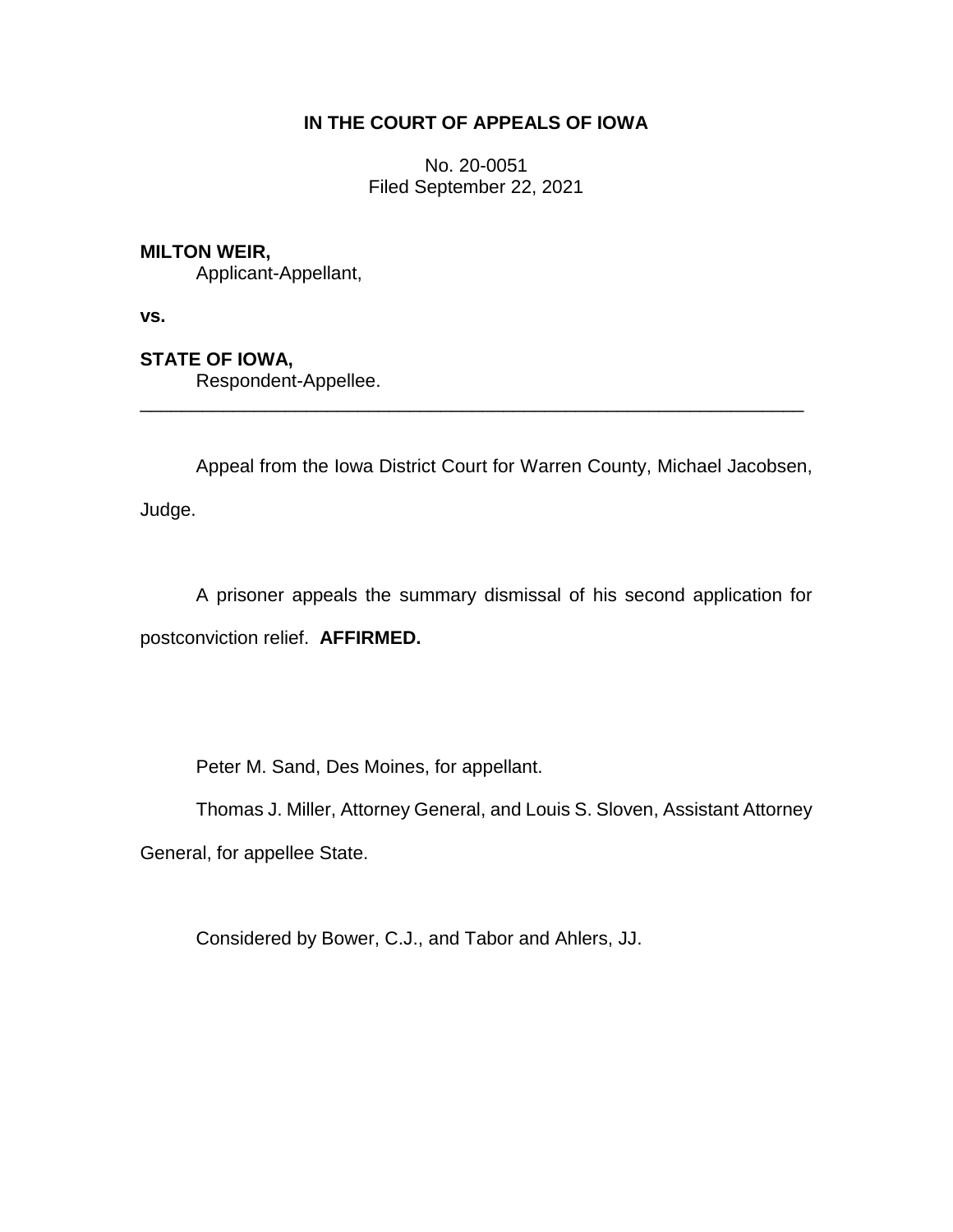# IN THE COURT OF APPEALS OF IOWA

No. 20-0051
Filed September 22, 2021

**MILTON WEIR,**
Applicant-Appellant,

**vs.**

**STATE OF IOWA,**
Respondent-Appellee.

---

Appeal from the Iowa District Court for Warren County, Michael Jacobsen, Judge.

A prisoner appeals the summary dismissal of his second application for postconviction relief. **AFFIRMED.**

Peter M. Sand, Des Moines, for appellant.

Thomas J. Miller, Attorney General, and Louis S. Sloven, Assistant Attorney General, for appellee State.

Considered by Bower, C.J., and Tabor and Ahlers, JJ.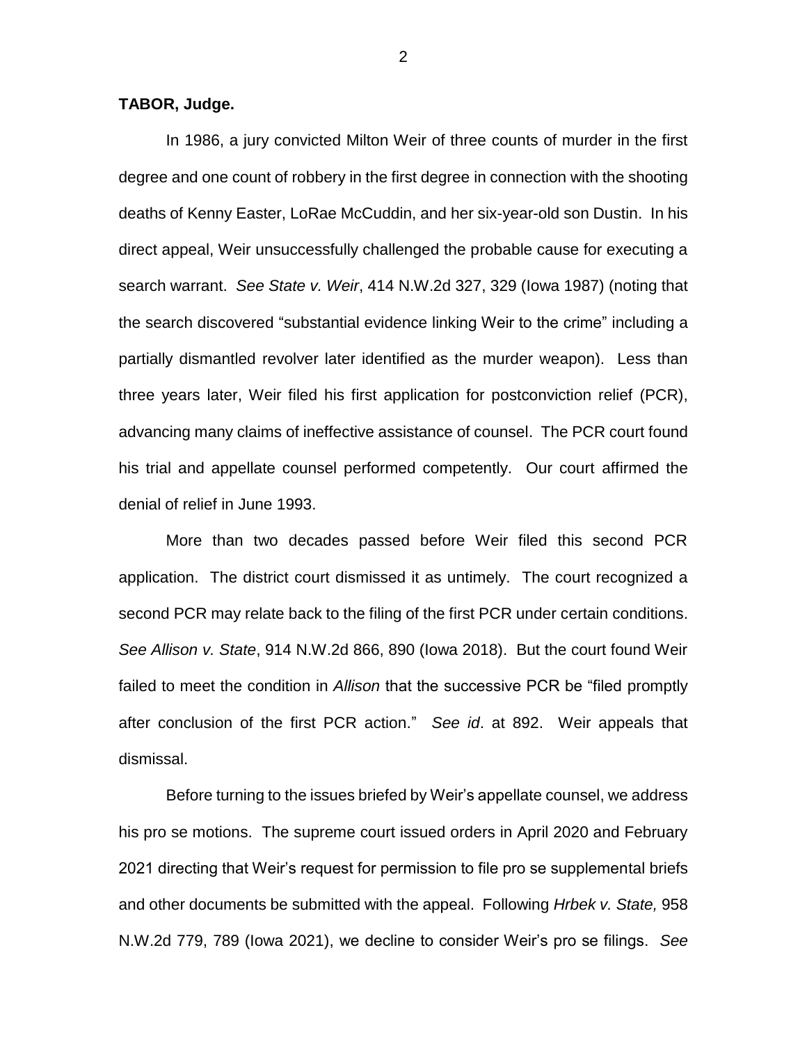**TABOR, Judge.**

In 1986, a jury convicted Milton Weir of three counts of murder in the first degree and one count of robbery in the first degree in connection with the shooting deaths of Kenny Easter, LoRae McCuddin, and her six-year-old son Dustin. In his direct appeal, Weir unsuccessfully challenged the probable cause for executing a search warrant. *See State v. Weir*, 414 N.W.2d 327, 329 (Iowa 1987) (noting that the search discovered "substantial evidence linking Weir to the crime" including a partially dismantled revolver later identified as the murder weapon). Less than three years later, Weir filed his first application for postconviction relief (PCR), advancing many claims of ineffective assistance of counsel. The PCR court found his trial and appellate counsel performed competently. Our court affirmed the denial of relief in June 1993.

More than two decades passed before Weir filed this second PCR application. The district court dismissed it as untimely. The court recognized a second PCR may relate back to the filing of the first PCR under certain conditions. *See Allison v. State*, 914 N.W.2d 866, 890 (Iowa 2018). But the court found Weir failed to meet the condition in *Allison* that the successive PCR be "filed promptly after conclusion of the first PCR action." *See id*. at 892. Weir appeals that dismissal.

Before turning to the issues briefed by Weir's appellate counsel, we address his pro se motions. The supreme court issued orders in April 2020 and February 2021 directing that Weir's request for permission to file pro se supplemental briefs and other documents be submitted with the appeal. Following *Hrbek v. State,* 958 N.W.2d 779, 789 (Iowa 2021), we decline to consider Weir's pro se filings. *See*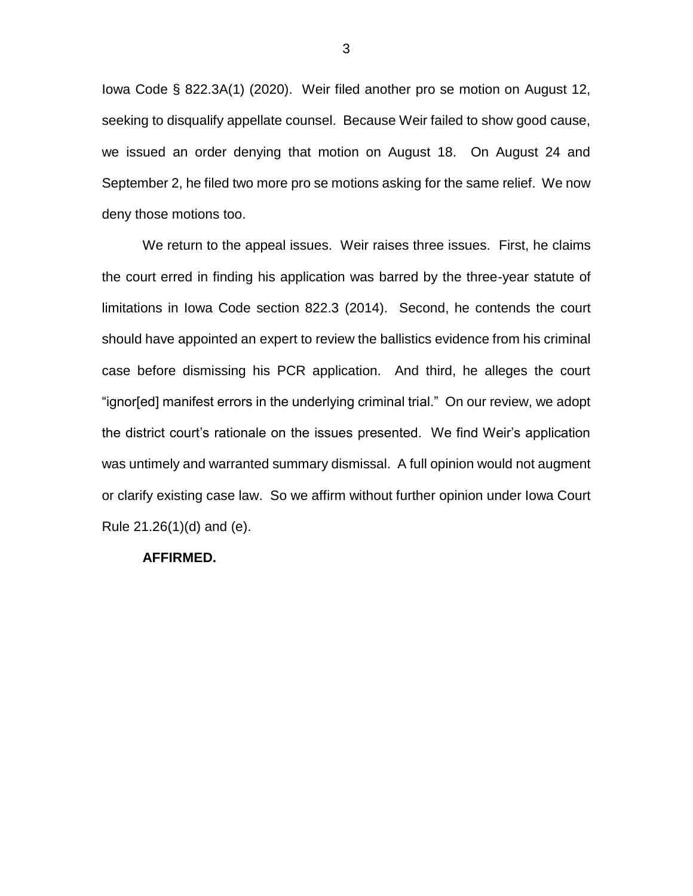Iowa Code § 822.3A(1) (2020). Weir filed another pro se motion on August 12, seeking to disqualify appellate counsel. Because Weir failed to show good cause, we issued an order denying that motion on August 18. On August 24 and September 2, he filed two more pro se motions asking for the same relief. We now deny those motions too.

We return to the appeal issues. Weir raises three issues. First, he claims the court erred in finding his application was barred by the three-year statute of limitations in Iowa Code section 822.3 (2014). Second, he contends the court should have appointed an expert to review the ballistics evidence from his criminal case before dismissing his PCR application. And third, he alleges the court "ignor[ed] manifest errors in the underlying criminal trial." On our review, we adopt the district court's rationale on the issues presented. We find Weir's application was untimely and warranted summary dismissal. A full opinion would not augment or clarify existing case law. So we affirm without further opinion under Iowa Court Rule 21.26(1)(d) and (e).

**AFFIRMED.**